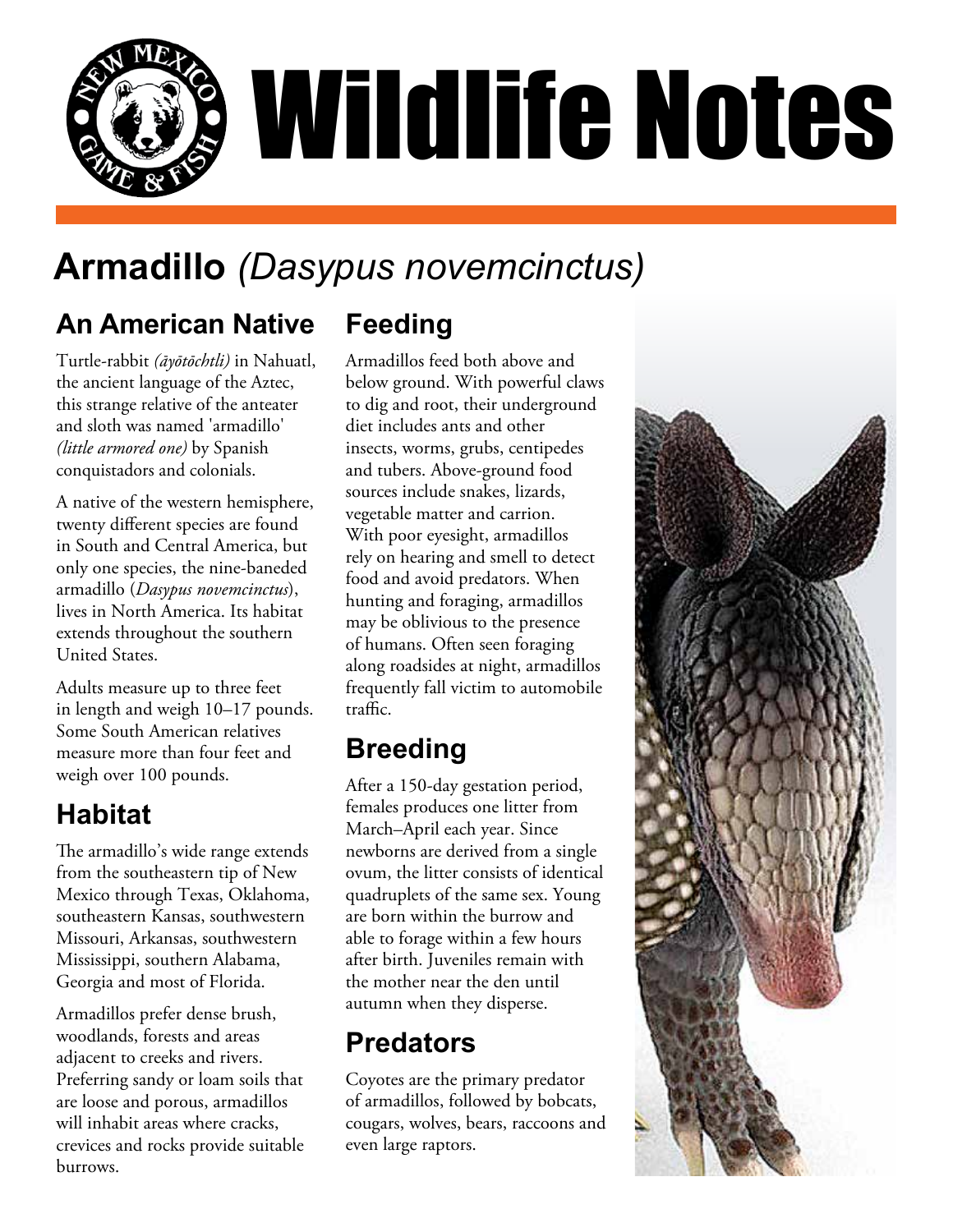# Wildlife Notes

## Armadillo *(Dasypus novemcinctus)*

### An American Native

Turtle-rabbit *(āyōtōchtli)* in Nahuatl, the ancient language of the Aztec, this strange relative of the anteater and sloth was named 'armadillo' *(little armored one)* by Spanish conquistadors and colonials.

A native of the western hemisphere, twenty different species are found in South and Central America, but only one species, the nine-baneded armadillo (*Dasypus novemcinctus*), lives in North America. Its habitat extends throughout the southern United States.

Adults measure up to three feet in length and weigh 10–17 pounds. Some South American relatives measure more than four feet and weigh over 100 pounds.

### Habitat

The armadillo's wide range extends from the southeastern tip of New Mexico through Texas, Oklahoma, southeastern Kansas, southwestern Missouri, Arkansas, southwestern Mississippi, southern Alabama, Georgia and most of Florida.

Armadillos prefer dense brush, woodlands, forests and areas adjacent to creeks and rivers. Preferring sandy or loam soils that are loose and porous, armadillos will inhabit areas where cracks, crevices and rocks provide suitable burrows.

### Feeding

Armadillos feed both above and below ground. With powerful claws to dig and root, their underground diet includes ants and other insects, worms, grubs, centipedes and tubers. Above-ground food sources include snakes, lizards, vegetable matter and carrion. With poor eyesight, armadillos rely on hearing and smell to detect food and avoid predators. When hunting and foraging, armadillos may be oblivious to the presence of humans. Often seen foraging along roadsides at night, armadillos frequently fall victim to automobile traffic.

### Breeding

After a 150-day gestation period, females produces one litter from March–April each year. Since newborns are derived from a single ovum, the litter consists of identical quadruplets of the same sex. Young are born within the burrow and able to forage within a few hours after birth. Juveniles remain with the mother near the den until autumn when they disperse.

### Predators

Coyotes are the primary predator of armadillos, followed by bobcats, cougars, wolves, bears, raccoons and even large raptors.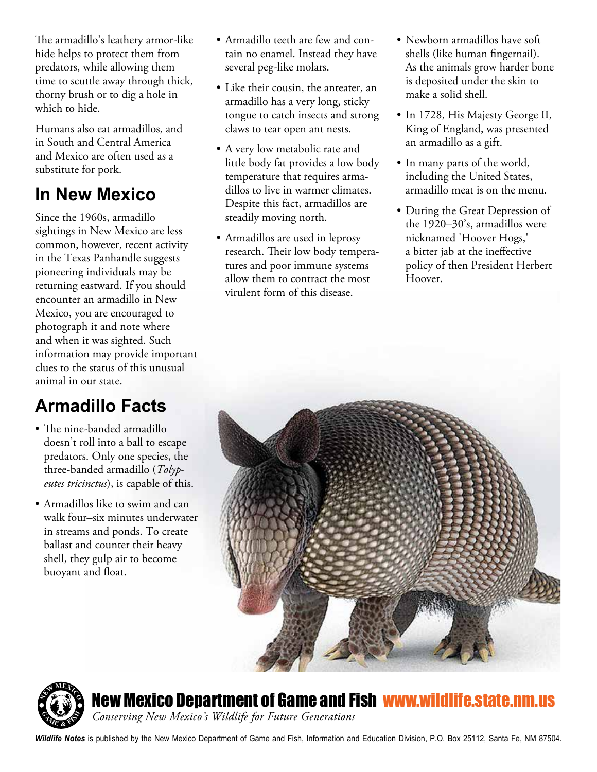The armadillo's leathery armor-like hide helps to protect them from predators, while allowing them time to scuttle away through thick, thorny brush or to dig a hole in which to hide.

Humans also eat armadillos, and in South and Central America and Mexico are often used as a substitute for pork.

## In New Mexico

Since the 1960s, armadillo sightings in New Mexico are less common, however, recent activity in the Texas Panhandle suggests pioneering individuals may be returning eastward. If you should encounter an armadillo in New Mexico, you are encouraged to photograph it and note where and when it was sighted. Such information may provide important clues to the status of this unusual animal in our state.

## Armadillo Facts

- The nine-banded armadillo doesn't roll into a ball to escape predators. Only one species, the three-banded armadillo (*Tolypeutes tricinctus*), is capable of this.
- Armadillos like to swim and can walk four–six minutes underwater in streams and ponds. To create ballast and counter their heavy shell, they gulp air to become buoyant and float.
- Armadillo teeth are few and contain no enamel. Instead they have several peg-like molars.
- Like their cousin, the anteater, an armadillo has a very long, sticky tongue to catch insects and strong claws to tear open ant nests.
- A very low metabolic rate and little body fat provides a low body temperature that requires armadillos to live in warmer climates. Despite this fact, armadillos are steadily moving north.
- Armadillos are used in leprosy research. Their low body temperatures and poor immune systems allow them to contract the most virulent form of this disease.
- Newborn armadillos have soft shells (like human fingernail). As the animals grow harder bone is deposited under the skin to make a solid shell.
- In 1728, His Majesty George II, King of England, was presented an armadillo as a gift.
- In many parts of the world, including the United States, armadillo meat is on the menu.
- During the Great Depression of the 1920–30's, armadillos were nicknamed 'Hoover Hogs,' a bitter jab at the ineffective policy of then President Herbert Hoover.

**New Mexico Department of Game and Fish** www.wildlife.state.nm.us

*Conserving New Mexico's Wildlife for Future Generations*

***Wildlife Notes*** is published by the New Mexico Department of Game and Fish, Information and Education Division, P.O. Box 25112, Santa Fe, NM 87504.